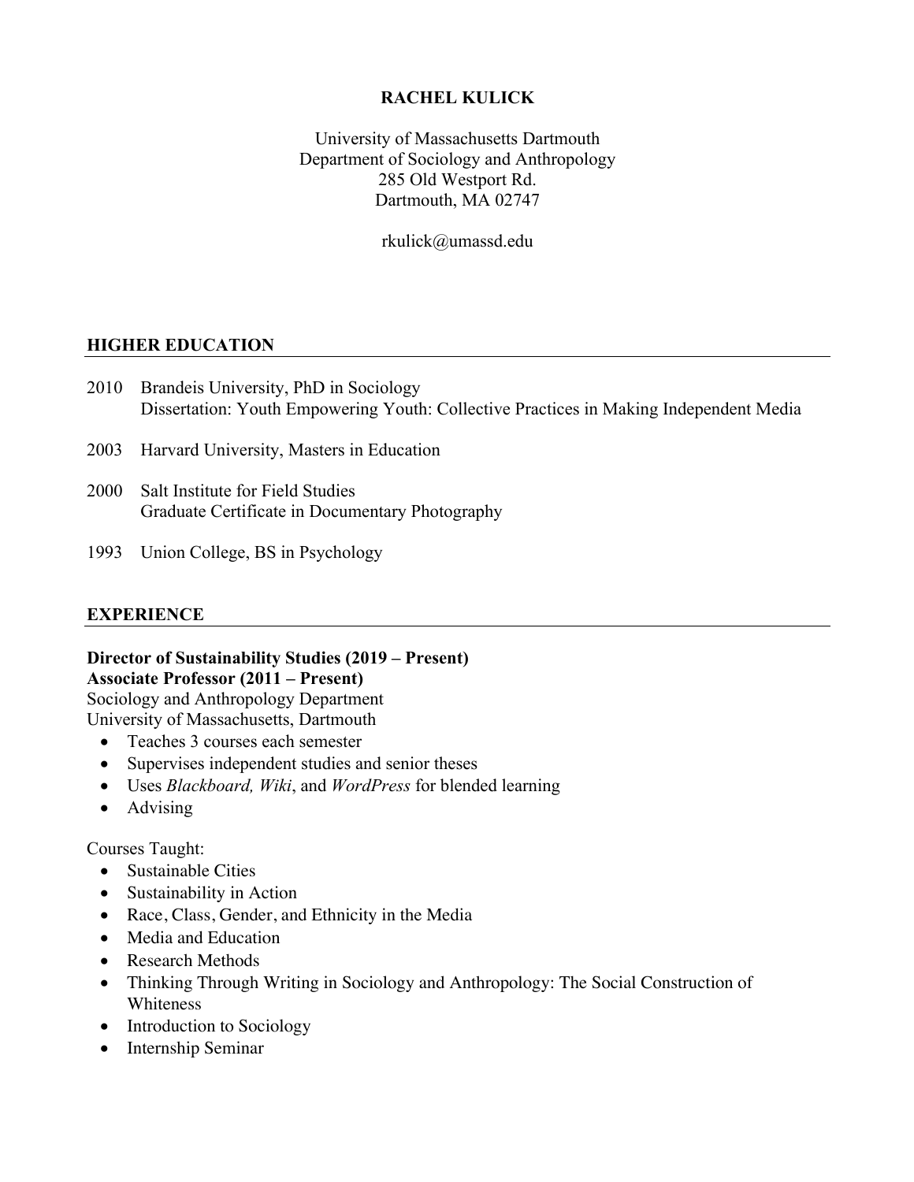# RACHEL KULICK

University of Massachusetts Dartmouth
Department of Sociology and Anthropology
285 Old Westport Rd.
Dartmouth, MA 02747

rkulick@umassd.edu

## HIGHER EDUCATION

2010 Brandeis University, PhD in Sociology
Dissertation: Youth Empowering Youth: Collective Practices in Making Independent Media

2003 Harvard University, Masters in Education

2000 Salt Institute for Field Studies
Graduate Certificate in Documentary Photography

1993 Union College, BS in Psychology

## EXPERIENCE

**Director of Sustainability Studies (2019 – Present)**
**Associate Professor (2011 – Present)**
Sociology and Anthropology Department
University of Massachusetts, Dartmouth

- Teaches 3 courses each semester
- Supervises independent studies and senior theses
- Uses *Blackboard, Wiki*, and *WordPress* for blended learning
- Advising

Courses Taught:

- Sustainable Cities
- Sustainability in Action
- Race, Class, Gender, and Ethnicity in the Media
- Media and Education
- Research Methods
- Thinking Through Writing in Sociology and Anthropology: The Social Construction of Whiteness
- Introduction to Sociology
- Internship Seminar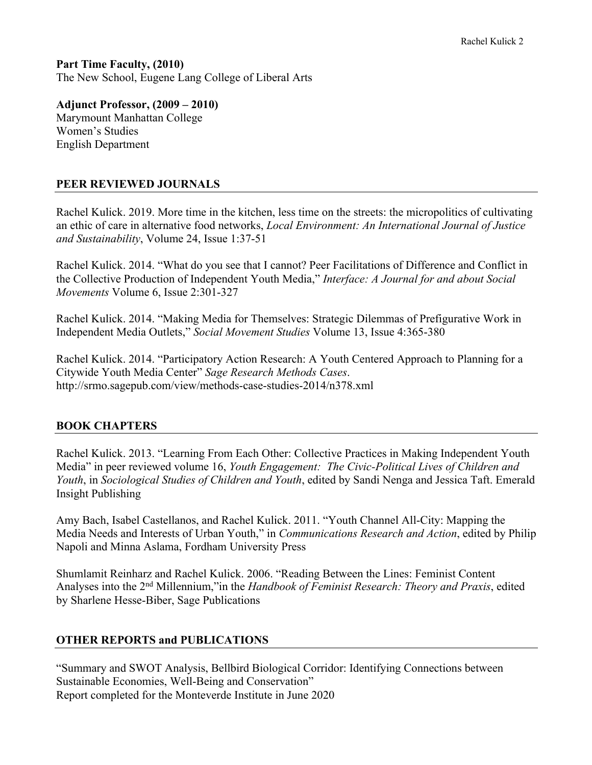**Part Time Faculty, (2010)**
The New School, Eugene Lang College of Liberal Arts

**Adjunct Professor, (2009 – 2010)**
Marymount Manhattan College
Women's Studies
English Department

## PEER REVIEWED JOURNALS

Rachel Kulick. 2019. More time in the kitchen, less time on the streets: the micropolitics of cultivating an ethic of care in alternative food networks, *Local Environment: An International Journal of Justice and Sustainability*, Volume 24, Issue 1:37-51

Rachel Kulick. 2014. "What do you see that I cannot? Peer Facilitations of Difference and Conflict in the Collective Production of Independent Youth Media," *Interface: A Journal for and about Social Movements* Volume 6, Issue 2:301-327

Rachel Kulick. 2014. "Making Media for Themselves: Strategic Dilemmas of Prefigurative Work in Independent Media Outlets," *Social Movement Studies* Volume 13, Issue 4:365-380

Rachel Kulick. 2014. "Participatory Action Research: A Youth Centered Approach to Planning for a Citywide Youth Media Center" *Sage Research Methods Cases*. http://srmo.sagepub.com/view/methods-case-studies-2014/n378.xml

## BOOK CHAPTERS

Rachel Kulick. 2013. "Learning From Each Other: Collective Practices in Making Independent Youth Media" in peer reviewed volume 16, *Youth Engagement: The Civic-Political Lives of Children and Youth*, in *Sociological Studies of Children and Youth*, edited by Sandi Nenga and Jessica Taft. Emerald Insight Publishing

Amy Bach, Isabel Castellanos, and Rachel Kulick. 2011. "Youth Channel All-City: Mapping the Media Needs and Interests of Urban Youth," in *Communications Research and Action*, edited by Philip Napoli and Minna Aslama, Fordham University Press

Shumlamit Reinharz and Rachel Kulick. 2006. "Reading Between the Lines: Feminist Content Analyses into the 2nd Millennium,"in the *Handbook of Feminist Research: Theory and Praxis*, edited by Sharlene Hesse-Biber, Sage Publications

## OTHER REPORTS and PUBLICATIONS

"Summary and SWOT Analysis, Bellbird Biological Corridor: Identifying Connections between Sustainable Economies, Well-Being and Conservation"
Report completed for the Monteverde Institute in June 2020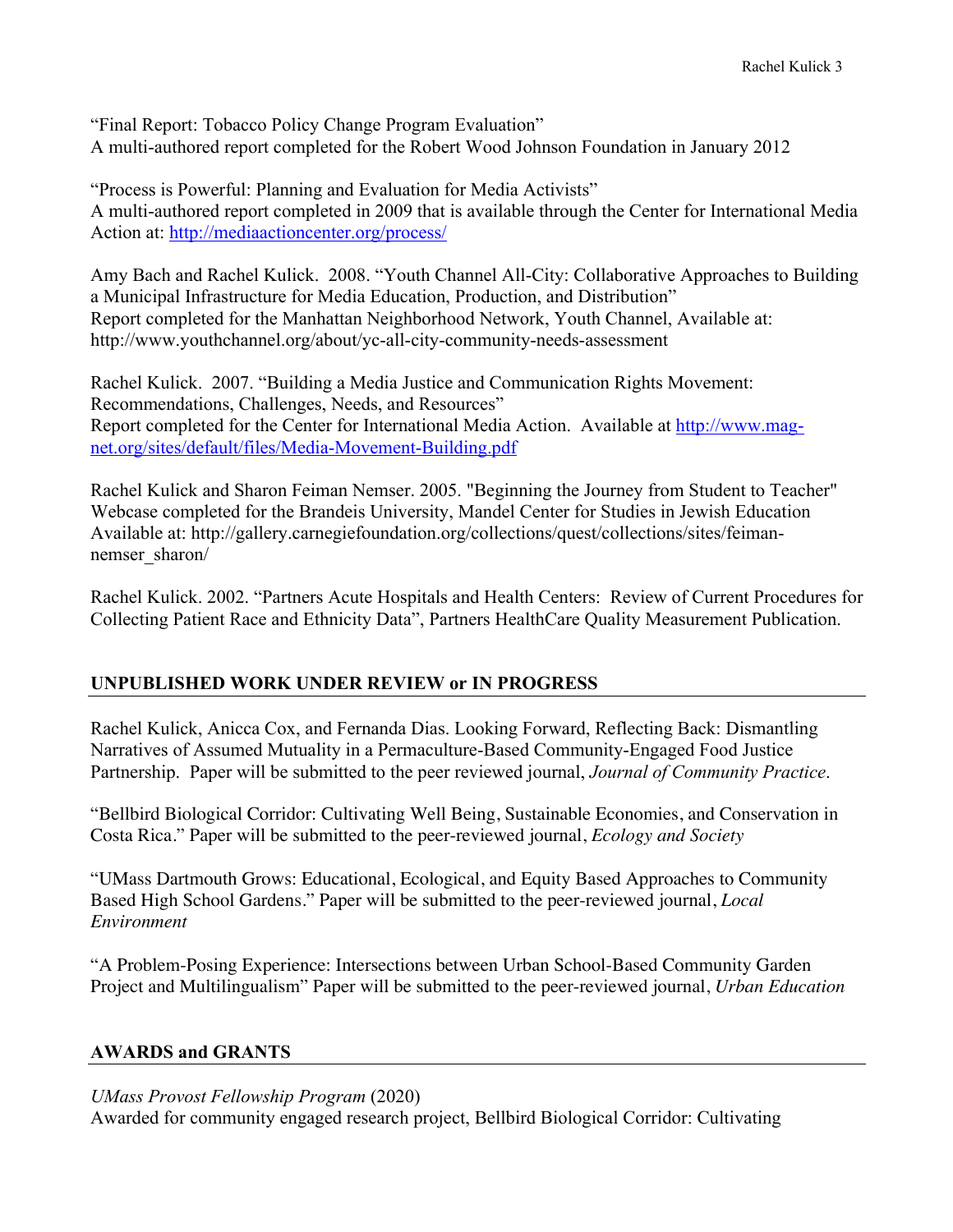"Final Report: Tobacco Policy Change Program Evaluation"
A multi-authored report completed for the Robert Wood Johnson Foundation in January 2012

"Process is Powerful: Planning and Evaluation for Media Activists"
A multi-authored report completed in 2009 that is available through the Center for International Media Action at: http://mediaactioncenter.org/process/

Amy Bach and Rachel Kulick. 2008. "Youth Channel All-City: Collaborative Approaches to Building a Municipal Infrastructure for Media Education, Production, and Distribution"
Report completed for the Manhattan Neighborhood Network, Youth Channel, Available at: http://www.youthchannel.org/about/yc-all-city-community-needs-assessment

Rachel Kulick. 2007. "Building a Media Justice and Communication Rights Movement: Recommendations, Challenges, Needs, and Resources"
Report completed for the Center for International Media Action. Available at http://www.mag-net.org/sites/default/files/Media-Movement-Building.pdf

Rachel Kulick and Sharon Feiman Nemser. 2005. "Beginning the Journey from Student to Teacher"
Webcase completed for the Brandeis University, Mandel Center for Studies in Jewish Education
Available at: http://gallery.carnegiefoundation.org/collections/quest/collections/sites/feiman-nemser_sharon/

Rachel Kulick. 2002. "Partners Acute Hospitals and Health Centers: Review of Current Procedures for Collecting Patient Race and Ethnicity Data", Partners HealthCare Quality Measurement Publication.

## UNPUBLISHED WORK UNDER REVIEW or IN PROGRESS

Rachel Kulick, Anicca Cox, and Fernanda Dias. Looking Forward, Reflecting Back: Dismantling Narratives of Assumed Mutuality in a Permaculture-Based Community-Engaged Food Justice Partnership. Paper will be submitted to the peer reviewed journal, *Journal of Community Practice*.

"Bellbird Biological Corridor: Cultivating Well Being, Sustainable Economies, and Conservation in Costa Rica." Paper will be submitted to the peer-reviewed journal, *Ecology and Society*

"UMass Dartmouth Grows: Educational, Ecological, and Equity Based Approaches to Community Based High School Gardens." Paper will be submitted to the peer-reviewed journal, *Local Environment*

"A Problem-Posing Experience: Intersections between Urban School-Based Community Garden Project and Multilingualism" Paper will be submitted to the peer-reviewed journal, *Urban Education*

## AWARDS and GRANTS

*UMass Provost Fellowship Program* (2020)
Awarded for community engaged research project, Bellbird Biological Corridor: Cultivating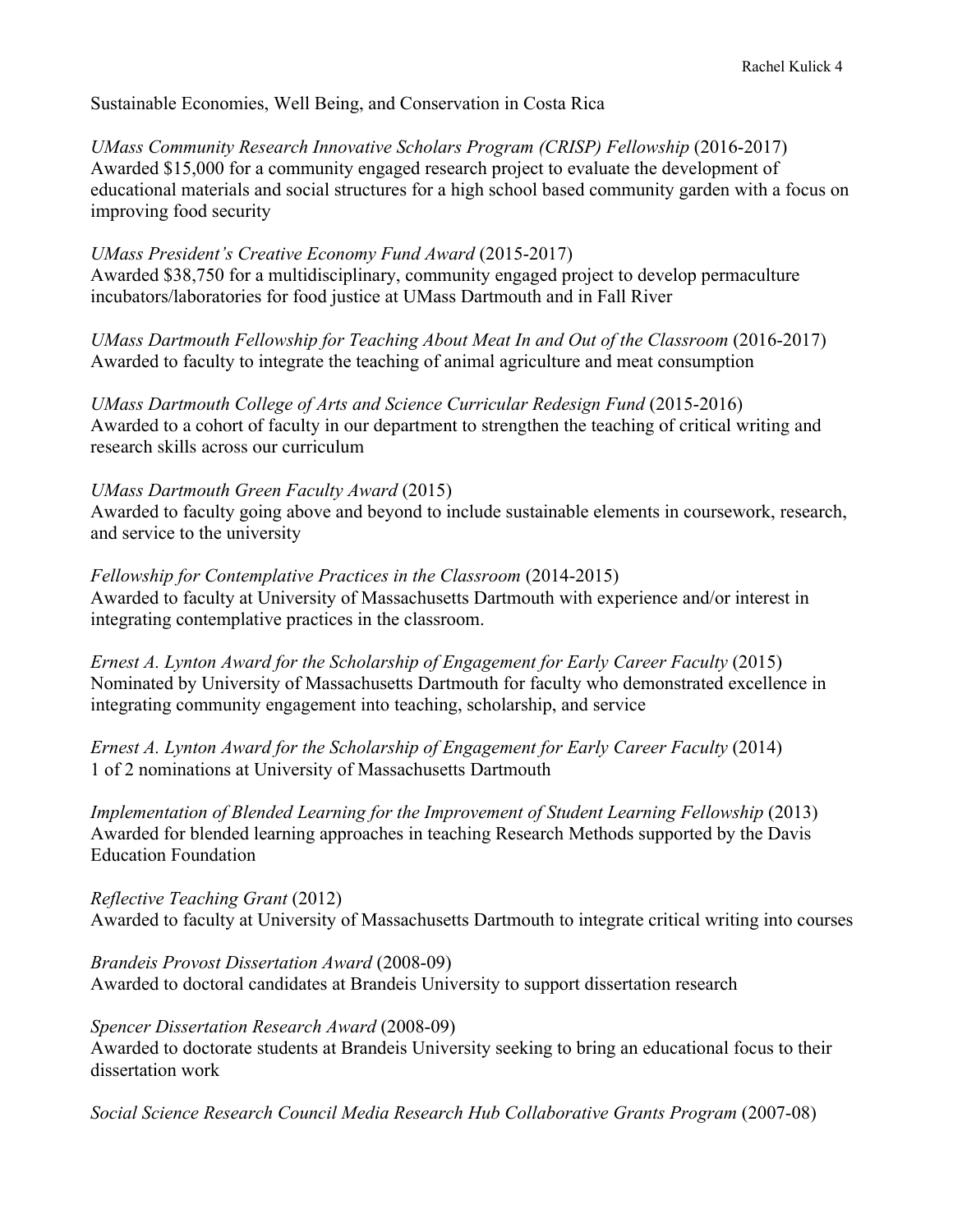Sustainable Economies, Well Being, and Conservation in Costa Rica

*UMass Community Research Innovative Scholars Program (CRISP) Fellowship* (2016-2017)
Awarded $15,000 for a community engaged research project to evaluate the development of educational materials and social structures for a high school based community garden with a focus on improving food security

*UMass President's Creative Economy Fund Award* (2015-2017)
Awarded $38,750 for a multidisciplinary, community engaged project to develop permaculture incubators/laboratories for food justice at UMass Dartmouth and in Fall River

*UMass Dartmouth Fellowship for Teaching About Meat In and Out of the Classroom* (2016-2017)
Awarded to faculty to integrate the teaching of animal agriculture and meat consumption

*UMass Dartmouth College of Arts and Science Curricular Redesign Fund* (2015-2016)
Awarded to a cohort of faculty in our department to strengthen the teaching of critical writing and research skills across our curriculum

*UMass Dartmouth Green Faculty Award* (2015)
Awarded to faculty going above and beyond to include sustainable elements in coursework, research, and service to the university

*Fellowship for Contemplative Practices in the Classroom* (2014-2015)
Awarded to faculty at University of Massachusetts Dartmouth with experience and/or interest in integrating contemplative practices in the classroom.

*Ernest A. Lynton Award for the Scholarship of Engagement for Early Career Faculty* (2015)
Nominated by University of Massachusetts Dartmouth for faculty who demonstrated excellence in integrating community engagement into teaching, scholarship, and service

*Ernest A. Lynton Award for the Scholarship of Engagement for Early Career Faculty* (2014)
1 of 2 nominations at University of Massachusetts Dartmouth

*Implementation of Blended Learning for the Improvement of Student Learning Fellowship* (2013)
Awarded for blended learning approaches in teaching Research Methods supported by the Davis Education Foundation

*Reflective Teaching Grant* (2012)
Awarded to faculty at University of Massachusetts Dartmouth to integrate critical writing into courses

*Brandeis Provost Dissertation Award* (2008-09)
Awarded to doctoral candidates at Brandeis University to support dissertation research

*Spencer Dissertation Research Award* (2008-09)
Awarded to doctorate students at Brandeis University seeking to bring an educational focus to their dissertation work

*Social Science Research Council Media Research Hub Collaborative Grants Program* (2007-08)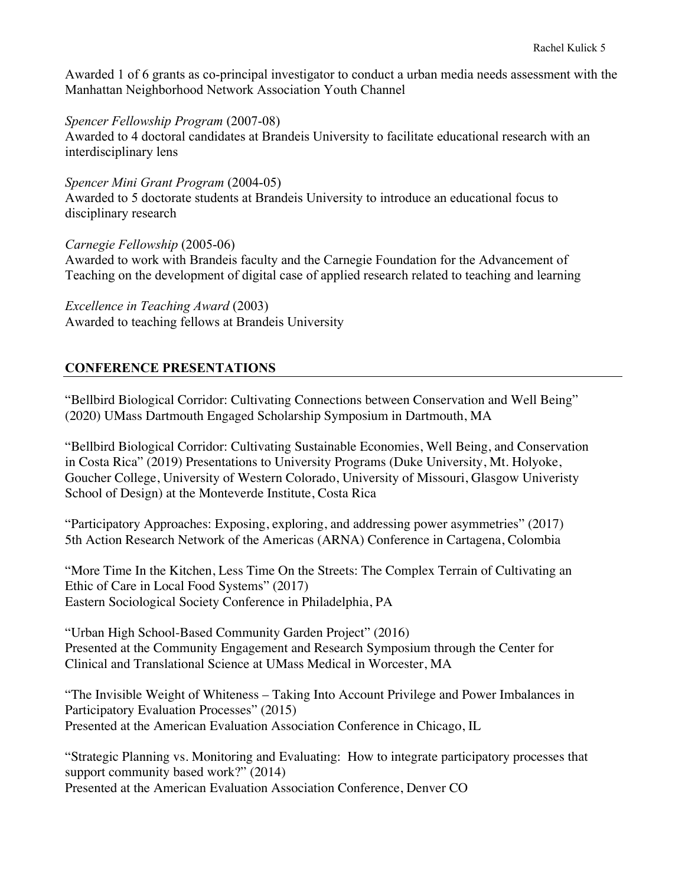Awarded 1 of 6 grants as co-principal investigator to conduct a urban media needs assessment with the Manhattan Neighborhood Network Association Youth Channel

*Spencer Fellowship Program* (2007-08)
Awarded to 4 doctoral candidates at Brandeis University to facilitate educational research with an interdisciplinary lens

*Spencer Mini Grant Program* (2004-05)
Awarded to 5 doctorate students at Brandeis University to introduce an educational focus to disciplinary research

*Carnegie Fellowship* (2005-06)
Awarded to work with Brandeis faculty and the Carnegie Foundation for the Advancement of Teaching on the development of digital case of applied research related to teaching and learning

*Excellence in Teaching Award* (2003)
Awarded to teaching fellows at Brandeis University

## CONFERENCE PRESENTATIONS

"Bellbird Biological Corridor: Cultivating Connections between Conservation and Well Being" (2020) UMass Dartmouth Engaged Scholarship Symposium in Dartmouth, MA

"Bellbird Biological Corridor: Cultivating Sustainable Economies, Well Being, and Conservation in Costa Rica" (2019) Presentations to University Programs (Duke University, Mt. Holyoke, Goucher College, University of Western Colorado, University of Missouri, Glasgow Univeristy School of Design) at the Monteverde Institute, Costa Rica

"Participatory Approaches: Exposing, exploring, and addressing power asymmetries" (2017) 5th Action Research Network of the Americas (ARNA) Conference in Cartagena, Colombia

"More Time In the Kitchen, Less Time On the Streets: The Complex Terrain of Cultivating an Ethic of Care in Local Food Systems" (2017)
Eastern Sociological Society Conference in Philadelphia, PA

"Urban High School-Based Community Garden Project" (2016)
Presented at the Community Engagement and Research Symposium through the Center for Clinical and Translational Science at UMass Medical in Worcester, MA

"The Invisible Weight of Whiteness – Taking Into Account Privilege and Power Imbalances in Participatory Evaluation Processes" (2015)
Presented at the American Evaluation Association Conference in Chicago, IL

"Strategic Planning vs. Monitoring and Evaluating: How to integrate participatory processes that support community based work?" (2014)
Presented at the American Evaluation Association Conference, Denver CO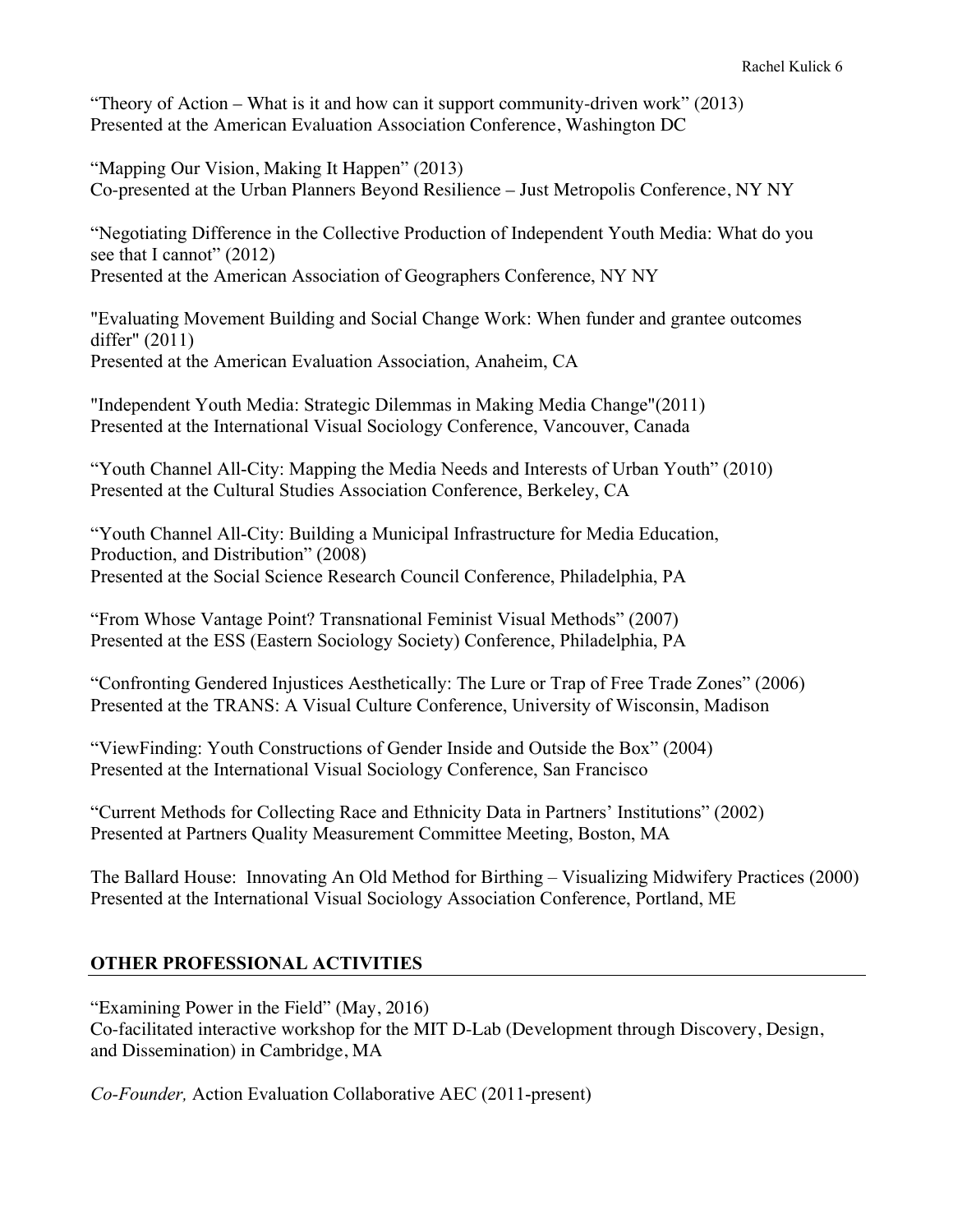“Theory of Action – What is it and how can it support community-driven work” (2013)
Presented at the American Evaluation Association Conference, Washington DC

“Mapping Our Vision, Making It Happen” (2013)
Co-presented at the Urban Planners Beyond Resilience – Just Metropolis Conference, NY NY

“Negotiating Difference in the Collective Production of Independent Youth Media: What do you see that I cannot” (2012)
Presented at the American Association of Geographers Conference, NY NY

"Evaluating Movement Building and Social Change Work: When funder and grantee outcomes differ" (2011)
Presented at the American Evaluation Association, Anaheim, CA

"Independent Youth Media: Strategic Dilemmas in Making Media Change"(2011)
Presented at the International Visual Sociology Conference, Vancouver, Canada

“Youth Channel All-City: Mapping the Media Needs and Interests of Urban Youth” (2010)
Presented at the Cultural Studies Association Conference, Berkeley, CA

“Youth Channel All-City: Building a Municipal Infrastructure for Media Education, Production, and Distribution” (2008)
Presented at the Social Science Research Council Conference, Philadelphia, PA

“From Whose Vantage Point? Transnational Feminist Visual Methods” (2007)
Presented at the ESS (Eastern Sociology Society) Conference, Philadelphia, PA

“Confronting Gendered Injustices Aesthetically: The Lure or Trap of Free Trade Zones” (2006)
Presented at the TRANS: A Visual Culture Conference, University of Wisconsin, Madison

“ViewFinding: Youth Constructions of Gender Inside and Outside the Box” (2004)
Presented at the International Visual Sociology Conference, San Francisco

“Current Methods for Collecting Race and Ethnicity Data in Partners’ Institutions” (2002)
Presented at Partners Quality Measurement Committee Meeting, Boston, MA

The Ballard House: Innovating An Old Method for Birthing – Visualizing Midwifery Practices (2000)
Presented at the International Visual Sociology Association Conference, Portland, ME

## OTHER PROFESSIONAL ACTIVITIES

“Examining Power in the Field” (May, 2016)
Co-facilitated interactive workshop for the MIT D-Lab (Development through Discovery, Design, and Dissemination) in Cambridge, MA

*Co-Founder,* Action Evaluation Collaborative AEC (2011-present)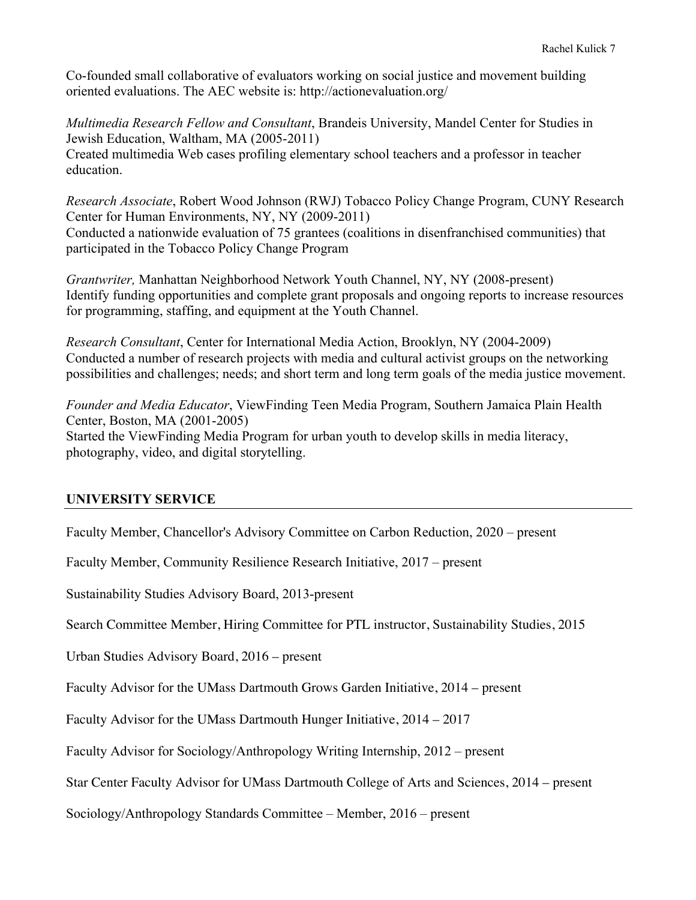Co-founded small collaborative of evaluators working on social justice and movement building oriented evaluations. The AEC website is: http://actionevaluation.org/

*Multimedia Research Fellow and Consultant*, Brandeis University, Mandel Center for Studies in Jewish Education, Waltham, MA (2005-2011)
Created multimedia Web cases profiling elementary school teachers and a professor in teacher education.

*Research Associate*, Robert Wood Johnson (RWJ) Tobacco Policy Change Program, CUNY Research Center for Human Environments, NY, NY (2009-2011)
Conducted a nationwide evaluation of 75 grantees (coalitions in disenfranchised communities) that participated in the Tobacco Policy Change Program

*Grantwriter,* Manhattan Neighborhood Network Youth Channel, NY, NY (2008-present)
Identify funding opportunities and complete grant proposals and ongoing reports to increase resources for programming, staffing, and equipment at the Youth Channel.

*Research Consultant*, Center for International Media Action, Brooklyn, NY (2004-2009)
Conducted a number of research projects with media and cultural activist groups on the networking possibilities and challenges; needs; and short term and long term goals of the media justice movement.

*Founder and Media Educator*, ViewFinding Teen Media Program, Southern Jamaica Plain Health Center, Boston, MA (2001-2005)
Started the ViewFinding Media Program for urban youth to develop skills in media literacy, photography, video, and digital storytelling.

## UNIVERSITY SERVICE

Faculty Member, Chancellor's Advisory Committee on Carbon Reduction, 2020 – present

Faculty Member, Community Resilience Research Initiative, 2017 – present

Sustainability Studies Advisory Board, 2013-present

Search Committee Member, Hiring Committee for PTL instructor, Sustainability Studies, 2015

Urban Studies Advisory Board, 2016 – present

Faculty Advisor for the UMass Dartmouth Grows Garden Initiative, 2014 – present

Faculty Advisor for the UMass Dartmouth Hunger Initiative, 2014 – 2017

Faculty Advisor for Sociology/Anthropology Writing Internship, 2012 – present

Star Center Faculty Advisor for UMass Dartmouth College of Arts and Sciences, 2014 – present

Sociology/Anthropology Standards Committee – Member, 2016 – present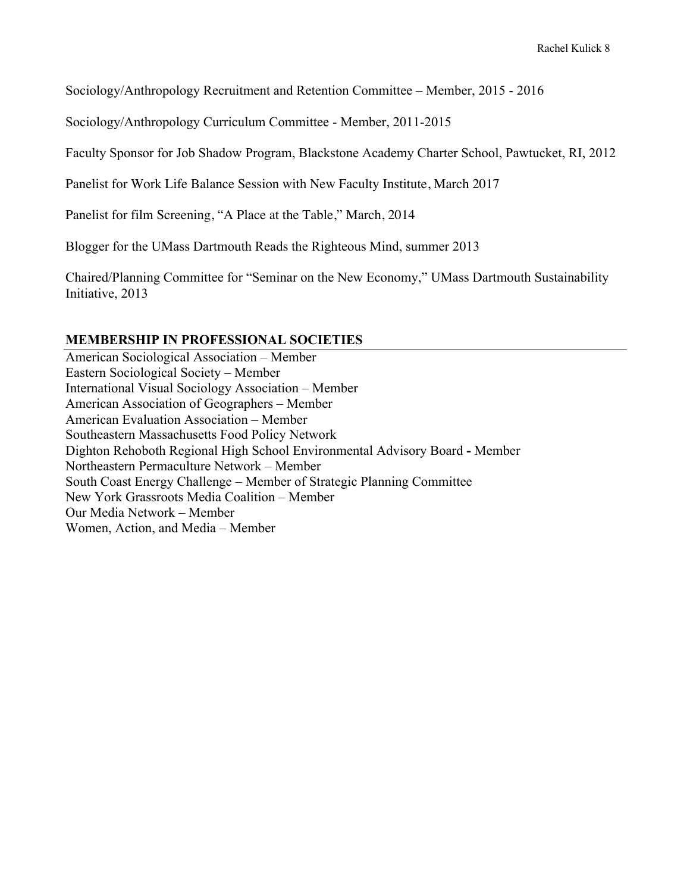Sociology/Anthropology Recruitment and Retention Committee – Member, 2015 - 2016

Sociology/Anthropology Curriculum Committee - Member, 2011-2015

Faculty Sponsor for Job Shadow Program, Blackstone Academy Charter School, Pawtucket, RI, 2012

Panelist for Work Life Balance Session with New Faculty Institute, March 2017

Panelist for film Screening, "A Place at the Table," March, 2014

Blogger for the UMass Dartmouth Reads the Righteous Mind, summer 2013

Chaired/Planning Committee for "Seminar on the New Economy," UMass Dartmouth Sustainability Initiative, 2013

## MEMBERSHIP IN PROFESSIONAL SOCIETIES

American Sociological Association – Member
Eastern Sociological Society – Member
International Visual Sociology Association – Member
American Association of Geographers – Member
American Evaluation Association – Member
Southeastern Massachusetts Food Policy Network
Dighton Rehoboth Regional High School Environmental Advisory Board **-** Member
Northeastern Permaculture Network – Member
South Coast Energy Challenge – Member of Strategic Planning Committee
New York Grassroots Media Coalition – Member
Our Media Network – Member
Women, Action, and Media – Member